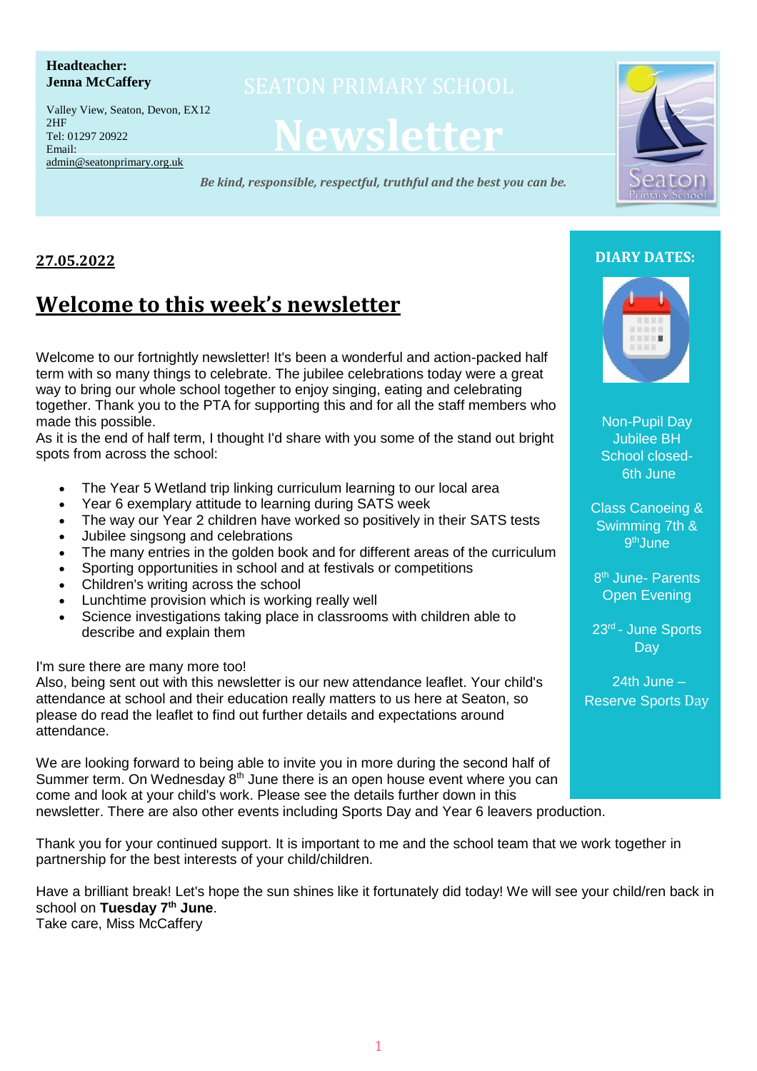**Headteacher:**
**Jenna McCaffery**

Valley View, Seaton, Devon, EX12 2HF
Tel: 01297 20922
Email: admin@seatonprimary.org.uk

# SEATON PRIMARY SCHOOL
# Newsletter

*Be kind, responsible, respectful, truthful and the best you can be.*

**27.05.2022**

## Welcome to this week's newsletter

Welcome to our fortnightly newsletter! It's been a wonderful and action-packed half term with so many things to celebrate. The jubilee celebrations today were a great way to bring our whole school together to enjoy singing, eating and celebrating together. Thank you to the PTA for supporting this and for all the staff members who made this possible.
As it is the end of half term, I thought I'd share with you some of the stand out bright spots from across the school:

- The Year 5 Wetland trip linking curriculum learning to our local area
- Year 6 exemplary attitude to learning during SATS week
- The way our Year 2 children have worked so positively in their SATS tests
- Jubilee singsong and celebrations
- The many entries in the golden book and for different areas of the curriculum
- Sporting opportunities in school and at festivals or competitions
- Children's writing across the school
- Lunchtime provision which is working really well
- Science investigations taking place in classrooms with children able to describe and explain them

I'm sure there are many more too!
Also, being sent out with this newsletter is our new attendance leaflet. Your child's attendance at school and their education really matters to us here at Seaton, so please do read the leaflet to find out further details and expectations around attendance.

We are looking forward to being able to invite you in more during the second half of Summer term. On Wednesday 8th June there is an open house event where you can come and look at your child's work. Please see the details further down in this newsletter. There are also other events including Sports Day and Year 6 leavers production.

Thank you for your continued support. It is important to me and the school team that we work together in partnership for the best interests of your child/children.

Have a brilliant break! Let's hope the sun shines like it fortunately did today! We will see your child/ren back in school on **Tuesday 7th June**.
Take care, Miss McCaffery

### DIARY DATES:

Non-Pupil Day Jubilee BH School closed- 6th June

Class Canoeing & Swimming 7th & 9th June

8th June- Parents Open Evening

23rd - June Sports Day

24th June – Reserve Sports Day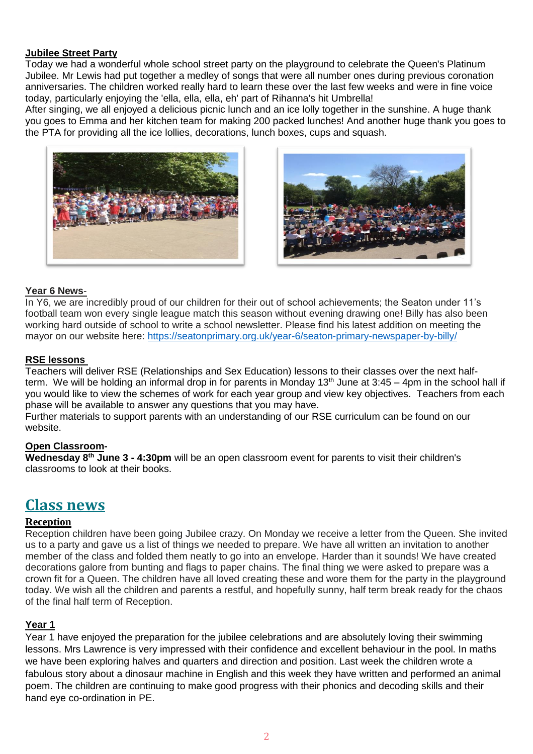**Jubilee Street Party**

Today we had a wonderful whole school street party on the playground to celebrate the Queen's Platinum Jubilee. Mr Lewis had put together a medley of songs that were all number ones during previous coronation anniversaries. The children worked really hard to learn these over the last few weeks and were in fine voice today, particularly enjoying the 'ella, ella, ella, eh' part of Rihanna's hit Umbrella!

After singing, we all enjoyed a delicious picnic lunch and an ice lolly together in the sunshine. A huge thank you goes to Emma and her kitchen team for making 200 packed lunches! And another huge thank you goes to the PTA for providing all the ice lollies, decorations, lunch boxes, cups and squash.

**Year 6 News**-

In Y6, we are incredibly proud of our children for their out of school achievements; the Seaton under 11's football team won every single league match this season without evening drawing one! Billy has also been working hard outside of school to write a school newsletter. Please find his latest addition on meeting the mayor on our website here: https://seatonprimary.org.uk/year-6/seaton-primary-newspaper-by-billy/

**RSE lessons**

Teachers will deliver RSE (Relationships and Sex Education) lessons to their classes over the next half-term. We will be holding an informal drop in for parents in Monday 13th June at 3:45 – 4pm in the school hall if you would like to view the schemes of work for each year group and view key objectives. Teachers from each phase will be available to answer any questions that you may have.

Further materials to support parents with an understanding of our RSE curriculum can be found on our website.

**Open Classroom**-

**Wednesday 8th June 3 - 4:30pm** will be an open classroom event for parents to visit their children's classrooms to look at their books.

## Class news

**Reception**

Reception children have been going Jubilee crazy. On Monday we receive a letter from the Queen. She invited us to a party and gave us a list of things we needed to prepare. We have all written an invitation to another member of the class and folded them neatly to go into an envelope. Harder than it sounds! We have created decorations galore from bunting and flags to paper chains. The final thing we were asked to prepare was a crown fit for a Queen. The children have all loved creating these and wore them for the party in the playground today. We wish all the children and parents a restful, and hopefully sunny, half term break ready for the chaos of the final half term of Reception.

**Year 1**

Year 1 have enjoyed the preparation for the jubilee celebrations and are absolutely loving their swimming lessons. Mrs Lawrence is very impressed with their confidence and excellent behaviour in the pool. In maths we have been exploring halves and quarters and direction and position. Last week the children wrote a fabulous story about a dinosaur machine in English and this week they have written and performed an animal poem. The children are continuing to make good progress with their phonics and decoding skills and their hand eye co-ordination in PE.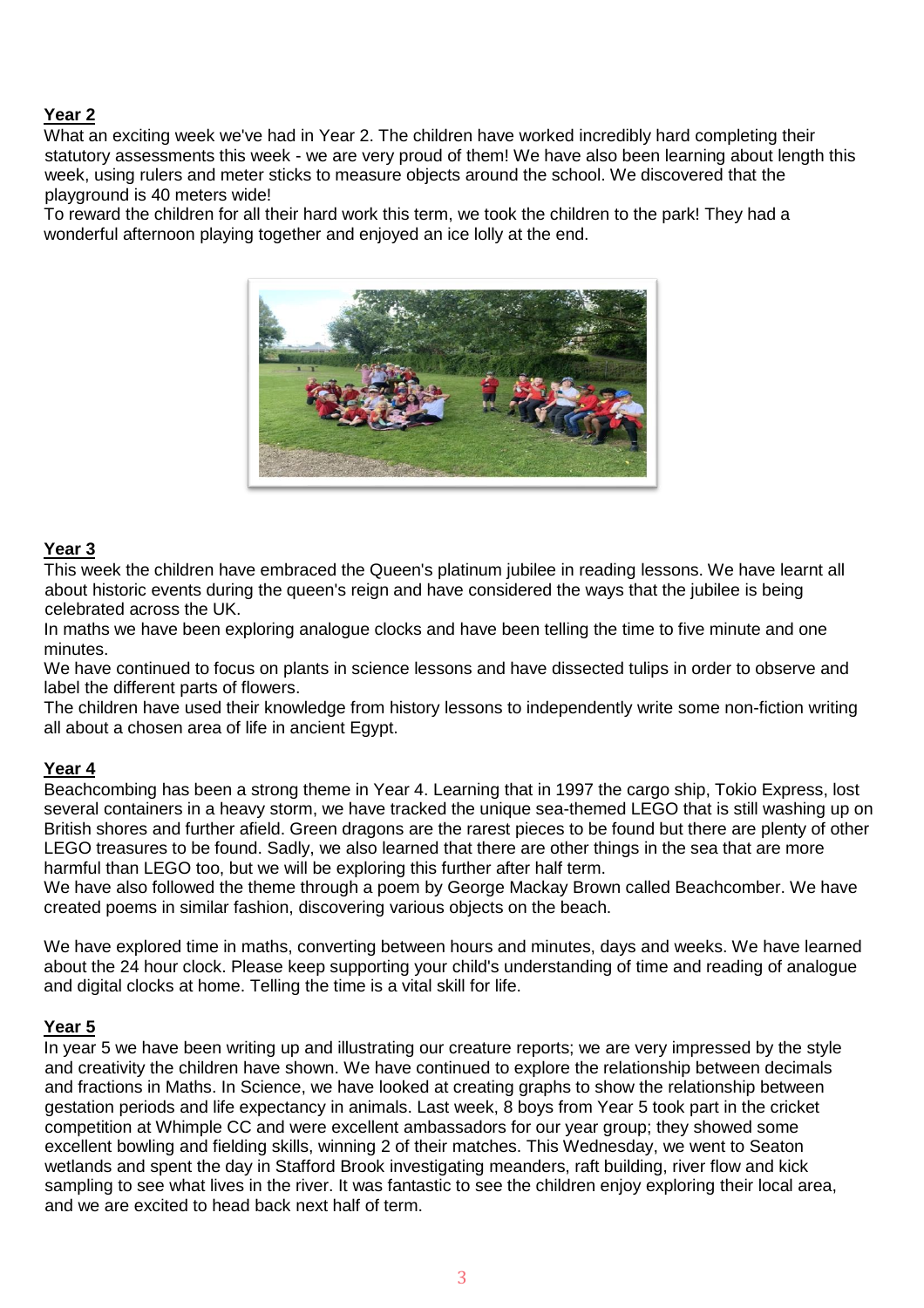**Year 2**

What an exciting week we've had in Year 2. The children have worked incredibly hard completing their statutory assessments this week - we are very proud of them! We have also been learning about length this week, using rulers and meter sticks to measure objects around the school. We discovered that the playground is 40 meters wide!

To reward the children for all their hard work this term, we took the children to the park! They had a wonderful afternoon playing together and enjoyed an ice lolly at the end.

**Year 3**

This week the children have embraced the Queen's platinum jubilee in reading lessons. We have learnt all about historic events during the queen's reign and have considered the ways that the jubilee is being celebrated across the UK.

In maths we have been exploring analogue clocks and have been telling the time to five minute and one minutes.

We have continued to focus on plants in science lessons and have dissected tulips in order to observe and label the different parts of flowers.

The children have used their knowledge from history lessons to independently write some non-fiction writing all about a chosen area of life in ancient Egypt.

**Year 4**

Beachcombing has been a strong theme in Year 4. Learning that in 1997 the cargo ship, Tokio Express, lost several containers in a heavy storm, we have tracked the unique sea-themed LEGO that is still washing up on British shores and further afield. Green dragons are the rarest pieces to be found but there are plenty of other LEGO treasures to be found. Sadly, we also learned that there are other things in the sea that are more harmful than LEGO too, but we will be exploring this further after half term.

We have also followed the theme through a poem by George Mackay Brown called Beachcomber. We have created poems in similar fashion, discovering various objects on the beach.

We have explored time in maths, converting between hours and minutes, days and weeks. We have learned about the 24 hour clock. Please keep supporting your child's understanding of time and reading of analogue and digital clocks at home. Telling the time is a vital skill for life.

**Year 5**

In year 5 we have been writing up and illustrating our creature reports; we are very impressed by the style and creativity the children have shown. We have continued to explore the relationship between decimals and fractions in Maths. In Science, we have looked at creating graphs to show the relationship between gestation periods and life expectancy in animals. Last week, 8 boys from Year 5 took part in the cricket competition at Whimple CC and were excellent ambassadors for our year group; they showed some excellent bowling and fielding skills, winning 2 of their matches. This Wednesday, we went to Seaton wetlands and spent the day in Stafford Brook investigating meanders, raft building, river flow and kick sampling to see what lives in the river. It was fantastic to see the children enjoy exploring their local area, and we are excited to head back next half of term.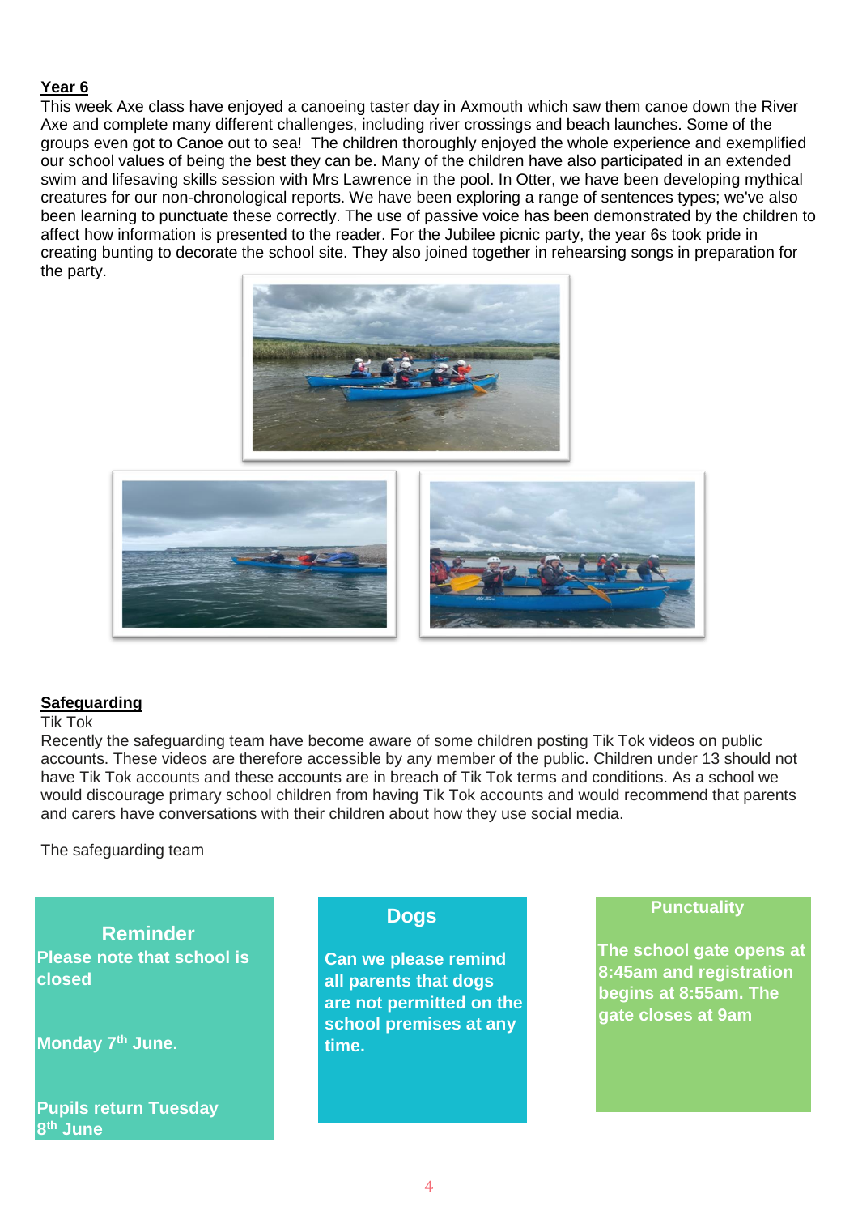**Year 6**

This week Axe class have enjoyed a canoeing taster day in Axmouth which saw them canoe down the River Axe and complete many different challenges, including river crossings and beach launches. Some of the groups even got to Canoe out to sea! The children thoroughly enjoyed the whole experience and exemplified our school values of being the best they can be. Many of the children have also participated in an extended swim and lifesaving skills session with Mrs Lawrence in the pool. In Otter, we have been developing mythical creatures for our non-chronological reports. We have been exploring a range of sentences types; we've also been learning to punctuate these correctly. The use of passive voice has been demonstrated by the children to affect how information is presented to the reader. For the Jubilee picnic party, the year 6s took pride in creating bunting to decorate the school site. They also joined together in rehearsing songs in preparation for the party.

**Safeguarding**

Tik Tok

Recently the safeguarding team have become aware of some children posting Tik Tok videos on public accounts. These videos are therefore accessible by any member of the public. Children under 13 should not have Tik Tok accounts and these accounts are in breach of Tik Tok terms and conditions. As a school we would discourage primary school children from having Tik Tok accounts and would recommend that parents and carers have conversations with their children about how they use social media.

The safeguarding team

**Reminder**

**Please note that school is closed**

**Monday 7th June.**

**Pupils return Tuesday 8th June**

**Dogs**

**Can we please remind all parents that dogs are not permitted on the school premises at any time.**

**Punctuality**

**The school gate opens at 8:45am and registration begins at 8:55am. The gate closes at 9am**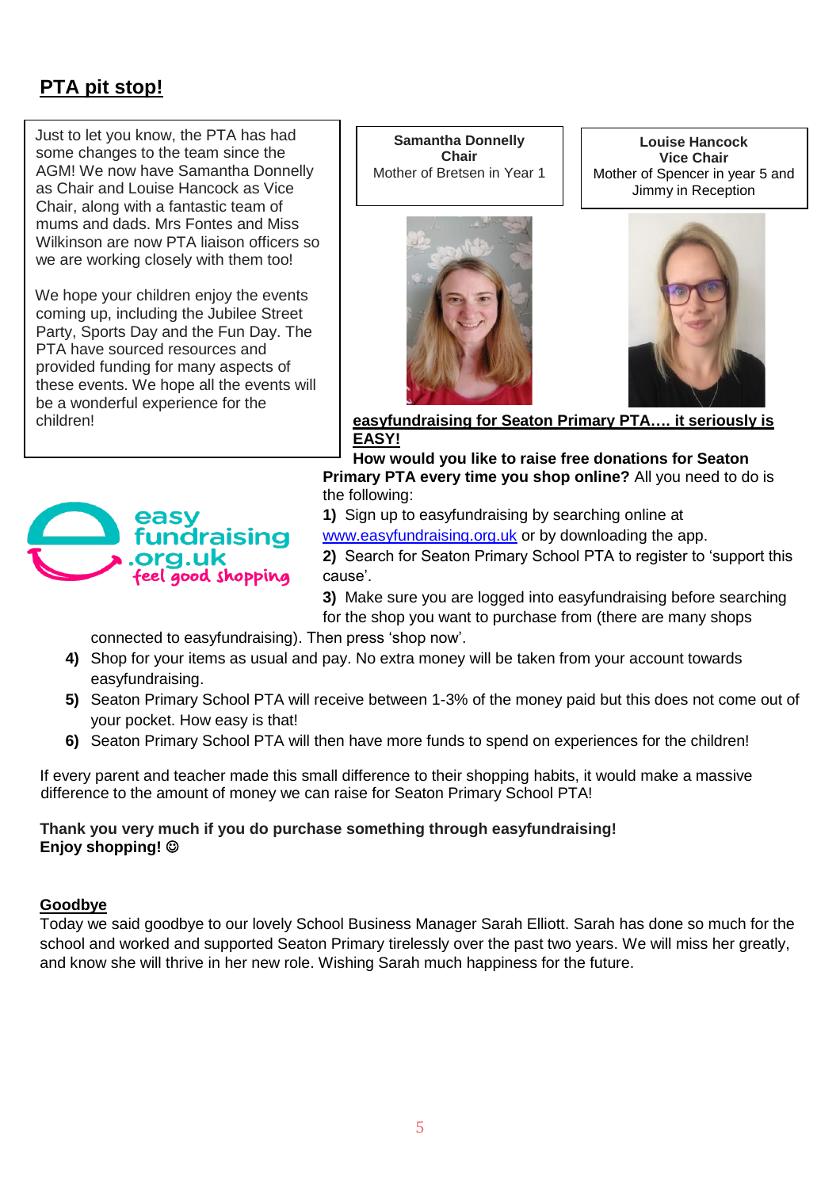## PTA pit stop!

Just to let you know, the PTA has had some changes to the team since the AGM! We now have Samantha Donnelly as Chair and Louise Hancock as Vice Chair, along with a fantastic team of mums and dads. Mrs Fontes and Miss Wilkinson are now PTA liaison officers so we are working closely with them too!

We hope your children enjoy the events coming up, including the Jubilee Street Party, Sports Day and the Fun Day. The PTA have sourced resources and provided funding for many aspects of these events. We hope all the events will be a wonderful experience for the children!

**Samantha Donnelly**
**Chair**
Mother of Bretsen in Year 1

**Louise Hancock**
**Vice Chair**
Mother of Spencer in year 5 and Jimmy in Reception

**easyfundraising for Seaton Primary PTA…. it seriously is EASY!**

**How would you like to raise free donations for Seaton Primary PTA every time you shop online?** All you need to do is the following:

1) Sign up to easyfundraising by searching online at www.easyfundraising.org.uk or by downloading the app.
2) Search for Seaton Primary School PTA to register to 'support this cause'.
3) Make sure you are logged into easyfundraising before searching for the shop you want to purchase from (there are many shops connected to easyfundraising). Then press 'shop now'.
4) Shop for your items as usual and pay. No extra money will be taken from your account towards easyfundraising.
5) Seaton Primary School PTA will receive between 1-3% of the money paid but this does not come out of your pocket. How easy is that!
6) Seaton Primary School PTA will then have more funds to spend on experiences for the children!

If every parent and teacher made this small difference to their shopping habits, it would make a massive difference to the amount of money we can raise for Seaton Primary School PTA!

**Thank you very much if you do purchase something through easyfundraising!**
**Enjoy shopping! ☺**

## Goodbye

Today we said goodbye to our lovely School Business Manager Sarah Elliott. Sarah has done so much for the school and worked and supported Seaton Primary tirelessly over the past two years. We will miss her greatly, and know she will thrive in her new role. Wishing Sarah much happiness for the future.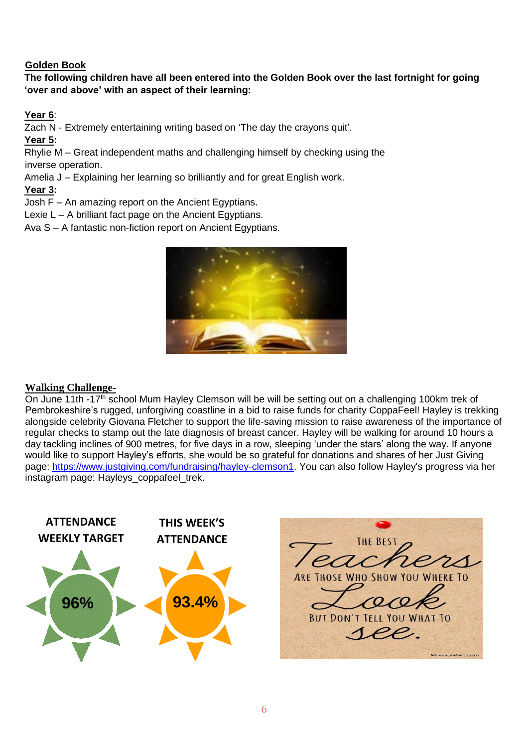**Golden Book**

**The following children have all been entered into the Golden Book over the last fortnight for going 'over and above' with an aspect of their learning:**

**Year 6**:

Zach N - Extremely entertaining writing based on 'The day the crayons quit'.

**Year 5:**

Rhylie M – Great independent maths and challenging himself by checking using the inverse operation.

Amelia J – Explaining her learning so brilliantly and for great English work.

**Year 3:**

Josh F – An amazing report on the Ancient Egyptians.

Lexie L – A brilliant fact page on the Ancient Egyptians.

Ava S – A fantastic non-fiction report on Ancient Egyptians.

**Walking Challenge-**

On June 11th -17th school Mum Hayley Clemson will be will be setting out on a challenging 100km trek of Pembrokeshire's rugged, unforgiving coastline in a bid to raise funds for charity CoppaFeel! Hayley is trekking alongside celebrity Giovana Fletcher to support the life-saving mission to raise awareness of the importance of regular checks to stamp out the late diagnosis of breast cancer. Hayley will be walking for around 10 hours a day tackling inclines of 900 metres, for five days in a row, sleeping 'under the stars' along the way. If anyone would like to support Hayley's efforts, she would be so grateful for donations and shares of her Just Giving page: https://www.justgiving.com/fundraising/hayley-clemson1. You can also follow Hayley's progress via her instagram page: Hayleys_coppafeel_trek.

**ATTENDANCE WEEKLY TARGET**

96%

**THIS WEEK'S ATTENDANCE**

93.4%

THE BEST *Teachers* ARE THOSE WHO SHOW YOU WHERE TO *Look* BUT DON'T TELL YOU WHAT TO *see.*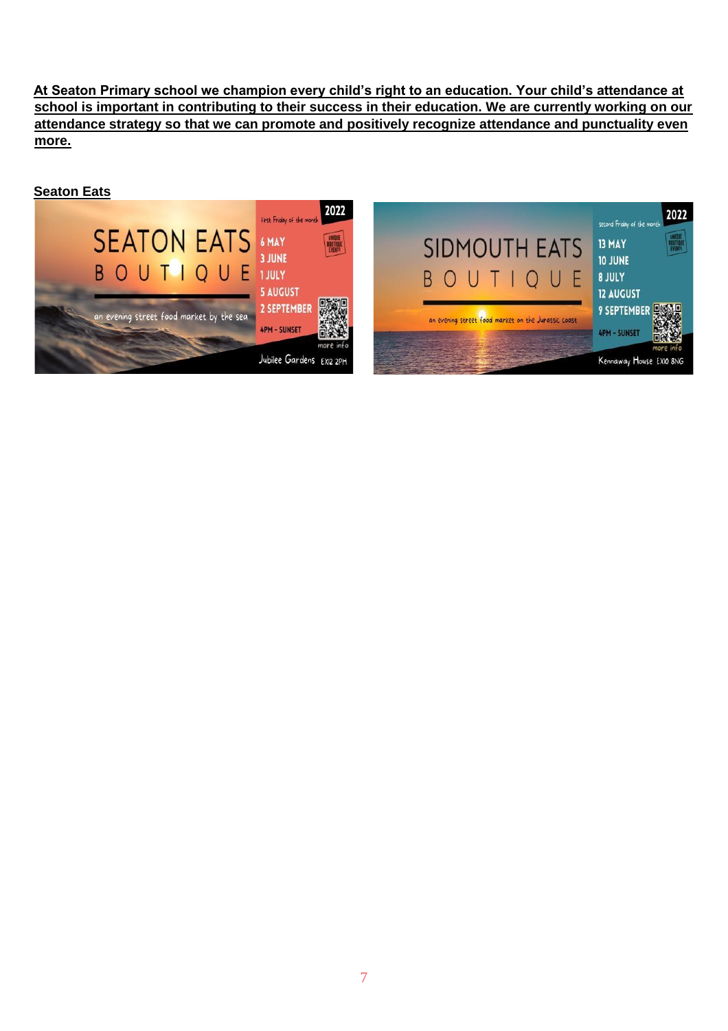**At Seaton Primary school we champion every child's right to an education. Your child's attendance at school is important in contributing to their success in their education. We are currently working on our attendance strategy so that we can promote and positively recognize attendance and punctuality even more.**

## Seaton Eats

SEATON EATS
BOUTIQUE
an evening street food market by the sea

2022
first Friday of the month
6 MAY
3 JUNE
1 JULY
5 AUGUST
2 SEPTEMBER
4PM - SUNSET
more info
Jubilee Gardens EX12 2PH

SIDMOUTH EATS
BOUTIQUE
an evening street food market on the Jurassic Coast

2022
second Friday of the month
13 MAY
10 JUNE
8 JULY
12 AUGUST
9 SEPTEMBER
4PM - SUNSET
more info
Kennaway House EX10 8NG